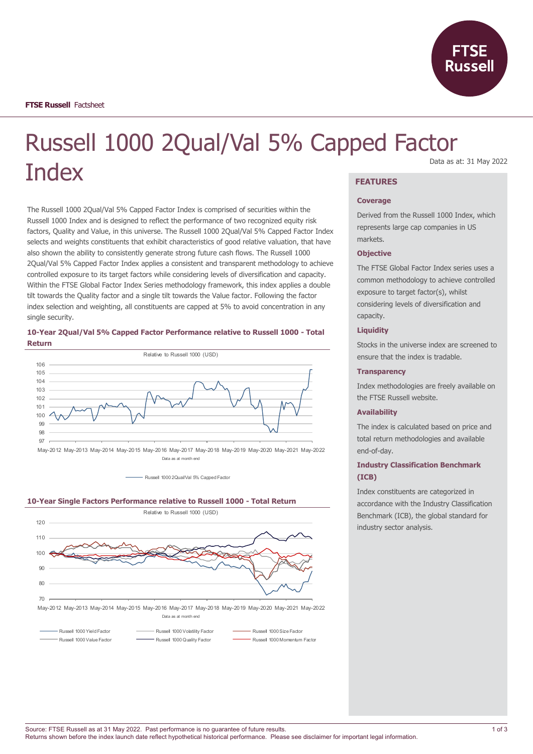FTSE Russell Factsheet

# Russell 1000 2Qual/Val 5% Capped Factor Index

Data as at: 31 May 2022

The Russell 1000 2Qual/Val 5% Capped Factor Index is comprised of securities within the Russell 1000 Index and is designed to reflect the performance of two recognized equity risk factors, Quality and Value, in this universe. The Russell 1000 2Qual/Val 5% Capped Factor Index selects and weights constituents that exhibit characteristics of good relative valuation, that have also shown the ability to consistently generate strong future cash flows. The Russell 1000 2Qual/Val 5% Capped Factor Index applies a consistent and transparent methodology to achieve controlled exposure to its target factors while considering levels of diversification and capacity. Within the FTSE Global Factor Index Series methodology framework, this index applies a double tilt towards the Quality factor and a single tilt towards the Value factor. Following the factor index selection and weighting, all constituents are capped at 5% to avoid concentration in any single security.

### 10-Year 2Qual/Val 5% Capped Factor Performance relative to Russell 1000 - Total Return

Relative to Russell 1000 (USD)

Data as at month end

Russell 1000 2Qual/Val 5% Capped Factor

### 10-Year Single Factors Performance relative to Russell 1000 - Total Return

Relative to Russell 1000 (USD)

Data as at month end

Russell 1000 Yield Factor, Russell 1000 Volatility Factor, Russell 1000 Size Factor, Russell 1000 Value Factor, Russell 1000 Quality Factor, Russell 1000 Momentum Factor

## FEATURES

### Coverage

Derived from the Russell 1000 Index, which represents large cap companies in US markets.

### Objective

The FTSE Global Factor Index series uses a common methodology to achieve controlled exposure to target factor(s), whilst considering levels of diversification and capacity.

### Liquidity

Stocks in the universe index are screened to ensure that the index is tradable.

### Transparency

Index methodologies are freely available on the FTSE Russell website.

### Availability

The index is calculated based on price and total return methodologies and available end-of-day.

### Industry Classification Benchmark (ICB)

Index constituents are categorized in accordance with the Industry Classification Benchmark (ICB), the global standard for industry sector analysis.

Source: FTSE Russell as at 31 May 2022. Past performance is no guarantee of future results.
Returns shown before the index launch date reflect hypothetical historical performance. Please see disclaimer for important legal information.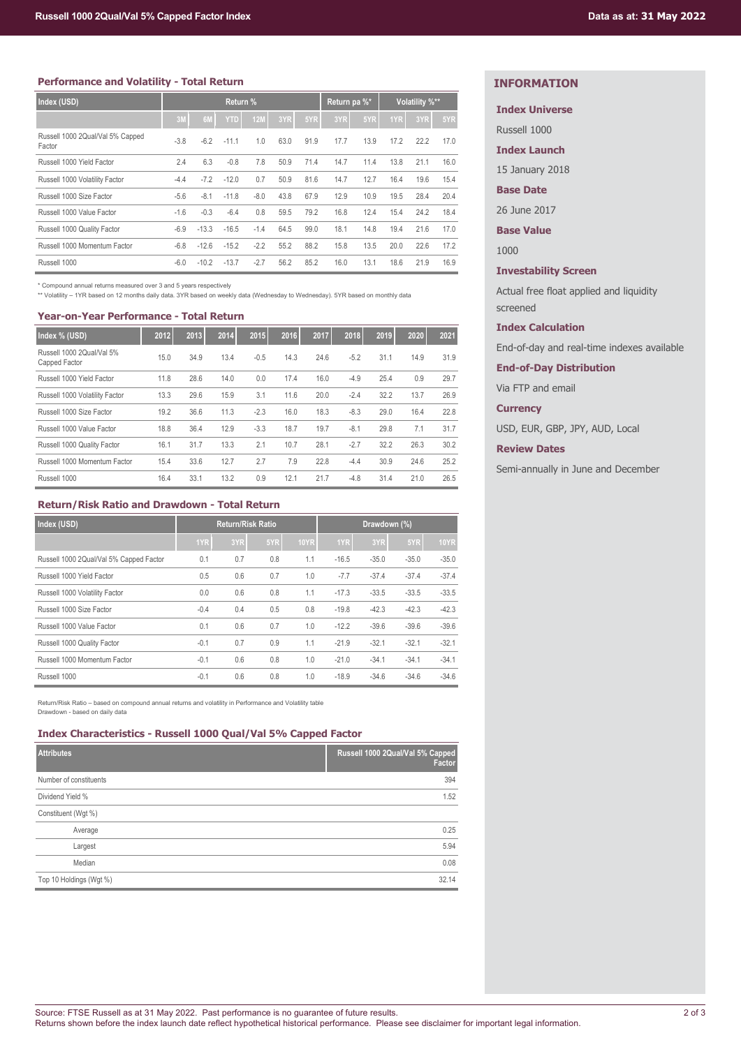## Performance and Volatility - Total Return

| Index (USD) | Return % | | | | | | Return pa %* | | Volatility %** | | |
|---|---|---|---|---|---|---|---|---|---|---|---|
| | 3M | 6M | YTD | 12M | 3YR | 5YR | 3YR | 5YR | 1YR | 3YR | 5YR |
| Russell 1000 2Qual/Val 5% Capped Factor | -3.8 | -6.2 | -11.1 | 1.0 | 63.0 | 91.9 | 17.7 | 13.9 | 17.2 | 22.2 | 17.0 |
| Russell 1000 Yield Factor | 2.4 | 6.3 | -0.8 | 7.8 | 50.9 | 71.4 | 14.7 | 11.4 | 13.8 | 21.1 | 16.0 |
| Russell 1000 Volatility Factor | -4.4 | -7.2 | -12.0 | 0.7 | 50.9 | 81.6 | 14.7 | 12.7 | 16.4 | 19.6 | 15.4 |
| Russell 1000 Size Factor | -5.6 | -8.1 | -11.8 | -8.0 | 43.8 | 67.9 | 12.9 | 10.9 | 19.5 | 28.4 | 20.4 |
| Russell 1000 Value Factor | -1.6 | -0.3 | -6.4 | 0.8 | 59.5 | 79.2 | 16.8 | 12.4 | 15.4 | 24.2 | 18.4 |
| Russell 1000 Quality Factor | -6.9 | -13.3 | -16.5 | -1.4 | 64.5 | 99.0 | 18.1 | 14.8 | 19.4 | 21.6 | 17.0 |
| Russell 1000 Momentum Factor | -6.8 | -12.6 | -15.2 | -2.2 | 55.2 | 88.2 | 15.8 | 13.5 | 20.0 | 22.6 | 17.2 |
| Russell 1000 | -6.0 | -10.2 | -13.7 | -2.7 | 56.2 | 85.2 | 16.0 | 13.1 | 18.6 | 21.9 | 16.9 |

\* Compound annual returns measured over 3 and 5 years respectively

\*\* Volatility – 1YR based on 12 months daily data. 3YR based on weekly data (Wednesday to Wednesday). 5YR based on monthly data

## Year-on-Year Performance - Total Return

| Index % (USD) | 2012 | 2013 | 2014 | 2015 | 2016 | 2017 | 2018 | 2019 | 2020 | 2021 |
|---|---|---|---|---|---|---|---|---|---|---|
| Russell 1000 2Qual/Val 5% Capped Factor | 15.0 | 34.9 | 13.4 | -0.5 | 14.3 | 24.6 | -5.2 | 31.1 | 14.9 | 31.9 |
| Russell 1000 Yield Factor | 11.8 | 28.6 | 14.0 | 0.0 | 17.4 | 16.0 | -4.9 | 25.4 | 0.9 | 29.7 |
| Russell 1000 Volatility Factor | 13.3 | 29.6 | 15.9 | 3.1 | 11.6 | 20.0 | -2.4 | 32.2 | 13.7 | 26.9 |
| Russell 1000 Size Factor | 19.2 | 36.6 | 11.3 | -2.3 | 16.0 | 18.3 | -8.3 | 29.0 | 16.4 | 22.8 |
| Russell 1000 Value Factor | 18.8 | 36.4 | 12.9 | -3.3 | 18.7 | 19.7 | -8.1 | 29.8 | 7.1 | 31.7 |
| Russell 1000 Quality Factor | 16.1 | 31.7 | 13.3 | 2.1 | 10.7 | 28.1 | -2.7 | 32.2 | 26.3 | 30.2 |
| Russell 1000 Momentum Factor | 15.4 | 33.6 | 12.7 | 2.7 | 7.9 | 22.8 | -4.4 | 30.9 | 24.6 | 25.2 |
| Russell 1000 | 16.4 | 33.1 | 13.2 | 0.9 | 12.1 | 21.7 | -4.8 | 31.4 | 21.0 | 26.5 |

## Return/Risk Ratio and Drawdown - Total Return

| Index (USD) | Return/Risk Ratio | | | | Drawdown (%) | | | |
|---|---|---|---|---|---|---|---|---|
| | 1YR | 3YR | 5YR | 10YR | 1YR | 3YR | 5YR | 10YR |
| Russell 1000 2Qual/Val 5% Capped Factor | 0.1 | 0.7 | 0.8 | 1.1 | -16.5 | -35.0 | -35.0 | -35.0 |
| Russell 1000 Yield Factor | 0.5 | 0.6 | 0.7 | 1.0 | -7.7 | -37.4 | -37.4 | -37.4 |
| Russell 1000 Volatility Factor | 0.0 | 0.6 | 0.8 | 1.1 | -17.3 | -33.5 | -33.5 | -33.5 |
| Russell 1000 Size Factor | -0.4 | 0.4 | 0.5 | 0.8 | -19.8 | -42.3 | -42.3 | -42.3 |
| Russell 1000 Value Factor | 0.1 | 0.6 | 0.7 | 1.0 | -12.2 | -39.6 | -39.6 | -39.6 |
| Russell 1000 Quality Factor | -0.1 | 0.7 | 0.9 | 1.1 | -21.9 | -32.1 | -32.1 | -32.1 |
| Russell 1000 Momentum Factor | -0.1 | 0.6 | 0.8 | 1.0 | -21.0 | -34.1 | -34.1 | -34.1 |
| Russell 1000 | -0.1 | 0.6 | 0.8 | 1.0 | -18.9 | -34.6 | -34.6 | -34.6 |

Return/Risk Ratio – based on compound annual returns and volatility in Performance and Volatility table

Drawdown - based on daily data

## Index Characteristics - Russell 1000 Qual/Val 5% Capped Factor

| Attributes | Russell 1000 2Qual/Val 5% Capped Factor |
|---|---|
| Number of constituents | 394 |
| Dividend Yield % | 1.52 |
| Constituent (Wgt %) | |
| Average | 0.25 |
| Largest | 5.94 |
| Median | 0.08 |
| Top 10 Holdings (Wgt %) | 32.14 |

## INFORMATION

**Index Universe**

Russell 1000

**Index Launch**

15 January 2018

**Base Date**

26 June 2017

**Base Value**

1000

**Investability Screen**

Actual free float applied and liquidity screened

**Index Calculation**

End-of-day and real-time indexes available

**End-of-Day Distribution**

Via FTP and email

**Currency**

USD, EUR, GBP, JPY, AUD, Local

**Review Dates**

Semi-annually in June and December

Source: FTSE Russell as at 31 May 2022. Past performance is no guarantee of future results.
Returns shown before the index launch date reflect hypothetical historical performance. Please see disclaimer for important legal information.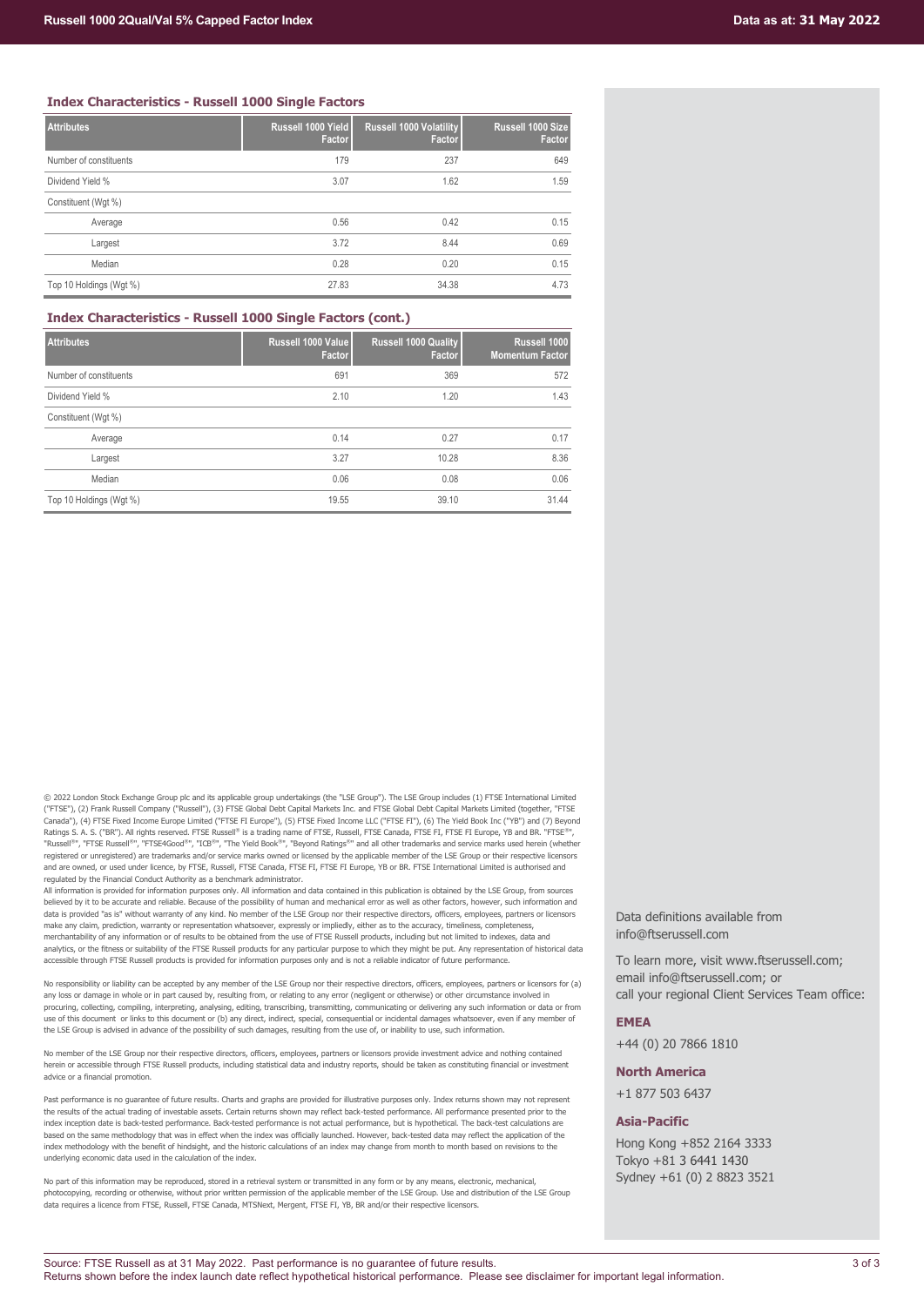### Index Characteristics - Russell 1000 Single Factors

| Attributes | Russell 1000 Yield Factor | Russell 1000 Volatility Factor | Russell 1000 Size Factor |
|---|---|---|---|
| Number of constituents | 179 | 237 | 649 |
| Dividend Yield % | 3.07 | 1.62 | 1.59 |
| Constituent (Wgt %) | | | |
| Average | 0.56 | 0.42 | 0.15 |
| Largest | 3.72 | 8.44 | 0.69 |
| Median | 0.28 | 0.20 | 0.15 |
| Top 10 Holdings (Wgt %) | 27.83 | 34.38 | 4.73 |

### Index Characteristics - Russell 1000 Single Factors (cont.)

| Attributes | Russell 1000 Value Factor | Russell 1000 Quality Factor | Russell 1000 Momentum Factor |
|---|---|---|---|
| Number of constituents | 691 | 369 | 572 |
| Dividend Yield % | 2.10 | 1.20 | 1.43 |
| Constituent (Wgt %) | | | |
| Average | 0.14 | 0.27 | 0.17 |
| Largest | 3.27 | 10.28 | 8.36 |
| Median | 0.06 | 0.08 | 0.06 |
| Top 10 Holdings (Wgt %) | 19.55 | 39.10 | 31.44 |

© 2022 London Stock Exchange Group plc and its applicable group undertakings (the "LSE Group"). The LSE Group includes (1) FTSE International Limited ("FTSE"), (2) Frank Russell Company ("Russell"), (3) FTSE Global Debt Capital Markets Inc. and FTSE Global Debt Capital Markets Limited (together, "FTSE Canada"), (4) FTSE Fixed Income Europe Limited ("FTSE FI Europe"), (5) FTSE Fixed Income LLC ("FTSE FI"), (6) The Yield Book Inc ("YB") and (7) Beyond Ratings S. A. S. ("BR"). All rights reserved. FTSE Russell® is a trading name of FTSE, Russell, FTSE Canada, FTSE FI, FTSE FI Europe, YB and BR. "FTSE®", "Russell®", "FTSE Russell®", "FTSE4Good®", "ICB®", "The Yield Book®", "Beyond Ratings®" and all other trademarks and service marks used herein (whether registered or unregistered) are trademarks and/or service marks owned or licensed by the applicable member of the LSE Group or their respective licensors and are owned, or used under licence, by FTSE, Russell, FTSE Canada, FTSE FI, FTSE FI Europe, YB or BR. FTSE International Limited is authorised and regulated by the Financial Conduct Authority as a benchmark administrator.

All information is provided for information purposes only. All information and data contained in this publication is obtained by the LSE Group, from sources believed by it to be accurate and reliable. Because of the possibility of human and mechanical error as well as other factors, however, such information and data is provided "as is" without warranty of any kind. No member of the LSE Group nor their respective directors, officers, employees, partners or licensors make any claim, prediction, warranty or representation whatsoever, expressly or impliedly, either as to the accuracy, timeliness, completeness, merchantability of any information or of results to be obtained from the use of FTSE Russell products, including but not limited to indexes, data and analytics, or the fitness or suitability of the FTSE Russell products for any particular purpose to which they might be put. Any representation of historical data accessible through FTSE Russell products is provided for information purposes only and is not a reliable indicator of future performance.

No responsibility or liability can be accepted by any member of the LSE Group nor their respective directors, officers, employees, partners or licensors for (a) any loss or damage in whole or in part caused by, resulting from, or relating to any error (negligent or otherwise) or other circumstance involved in procuring, collecting, compiling, interpreting, analysing, editing, transcribing, transmitting, communicating or delivering any such information or data or from use of this document or links to this document or (b) any direct, indirect, special, consequential or incidental damages whatsoever, even if any member of the LSE Group is advised in advance of the possibility of such damages, resulting from the use of, or inability to use, such information.

No member of the LSE Group nor their respective directors, officers, employees, partners or licensors provide investment advice and nothing contained herein or accessible through FTSE Russell products, including statistical data and industry reports, should be taken as constituting financial or investment advice or a financial promotion.

Past performance is no guarantee of future results. Charts and graphs are provided for illustrative purposes only. Index returns shown may not represent the results of the actual trading of investable assets. Certain returns shown may reflect back-tested performance. All performance presented prior to the index inception date is back-tested performance. Back-tested performance is not actual performance, but is hypothetical. The back-test calculations are based on the same methodology that was in effect when the index was officially launched. However, back-tested data may reflect the application of the index methodology with the benefit of hindsight, and the historic calculations of an index may change from month to month based on revisions to the underlying economic data used in the calculation of the index.

No part of this information may be reproduced, stored in a retrieval system or transmitted in any form or by any means, electronic, mechanical, photocopying, recording or otherwise, without prior written permission of the applicable member of the LSE Group. Use and distribution of the LSE Group data requires a licence from FTSE, Russell, FTSE Canada, MTSNext, Mergent, FTSE FI, YB, BR and/or their respective licensors.

Data definitions available from info@ftserussell.com

To learn more, visit www.ftserussell.com; email info@ftserussell.com; or call your regional Client Services Team office:

**EMEA**

+44 (0) 20 7866 1810

**North America**

+1 877 503 6437

**Asia-Pacific**

Hong Kong +852 2164 3333
Tokyo +81 3 6441 1430
Sydney +61 (0) 2 8823 3521

Source: FTSE Russell as at 31 May 2022. Past performance is no guarantee of future results.
Returns shown before the index launch date reflect hypothetical historical performance. Please see disclaimer for important legal information.